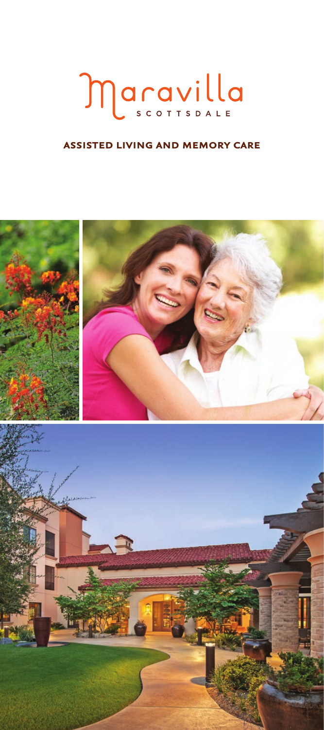# Maravilla

SCOTTSDALE

## ASSISTED LIVING AND MEMORY CARE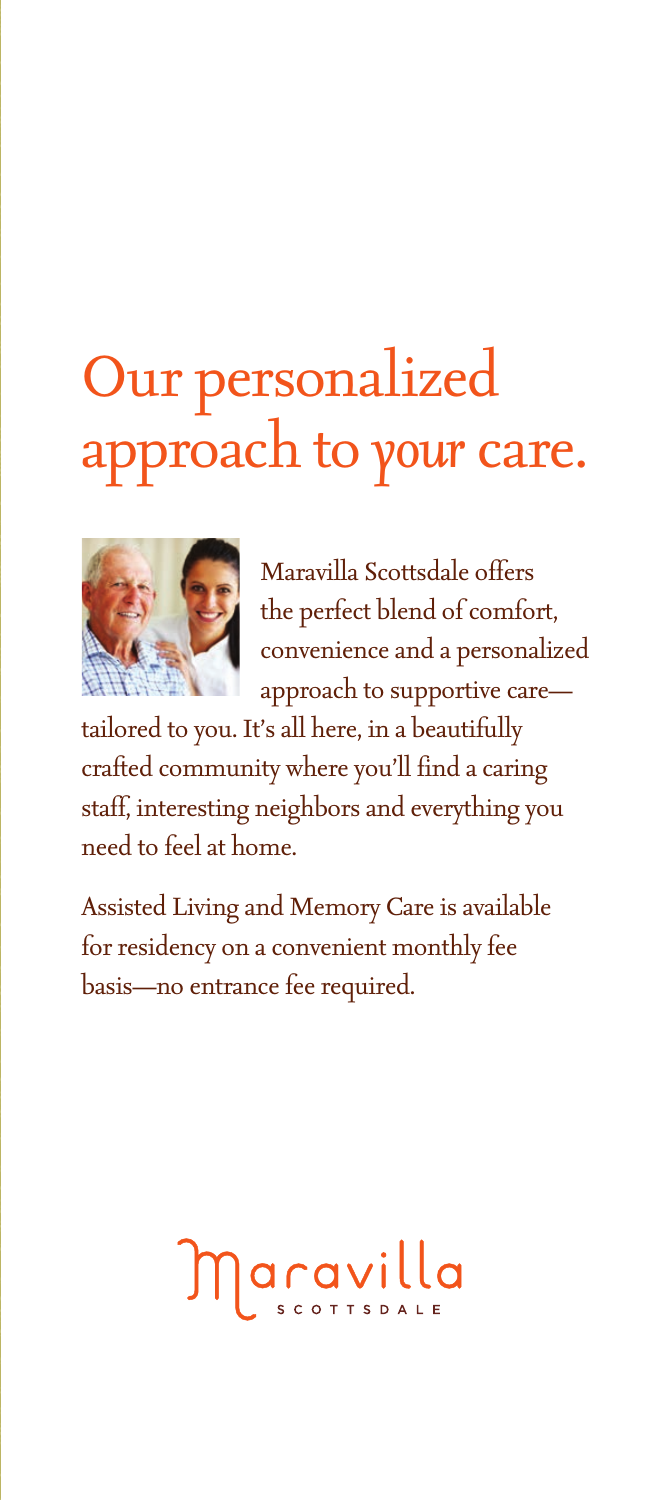# Our personalized approach to *your* care.

Maravilla Scottsdale offers the perfect blend of comfort, convenience and a personalized approach to supportive care—tailored to you. It's all here, in a beautifully crafted community where you'll find a caring staff, interesting neighbors and everything you need to feel at home.

Assisted Living and Memory Care is available for residency on a convenient monthly fee basis—no entrance fee required.

Maravilla
SCOTTSDALE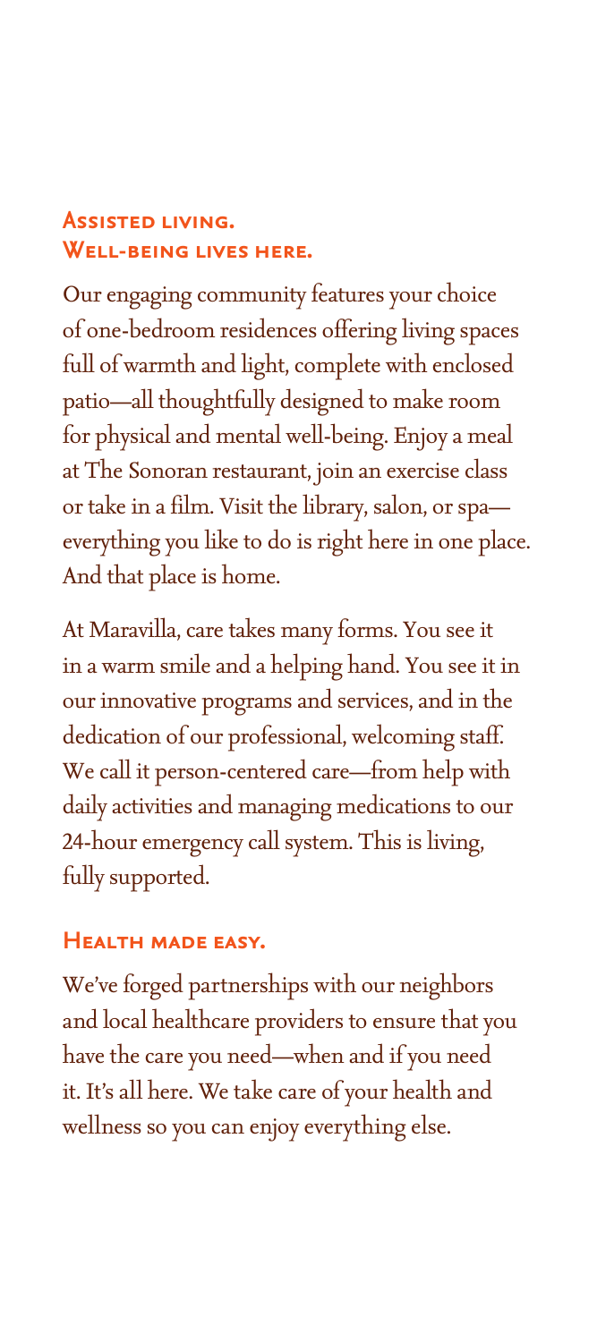## Assisted living.
## Well-being lives here.

Our engaging community features your choice of one-bedroom residences offering living spaces full of warmth and light, complete with enclosed patio—all thoughtfully designed to make room for physical and mental well-being. Enjoy a meal at The Sonoran restaurant, join an exercise class or take in a film. Visit the library, salon, or spa—everything you like to do is right here in one place. And that place is home.

At Maravilla, care takes many forms. You see it in a warm smile and a helping hand. You see it in our innovative programs and services, and in the dedication of our professional, welcoming staff. We call it person-centered care—from help with daily activities and managing medications to our 24-hour emergency call system. This is living, fully supported.

## Health made easy.

We've forged partnerships with our neighbors and local healthcare providers to ensure that you have the care you need—when and if you need it. It's all here. We take care of your health and wellness so you can enjoy everything else.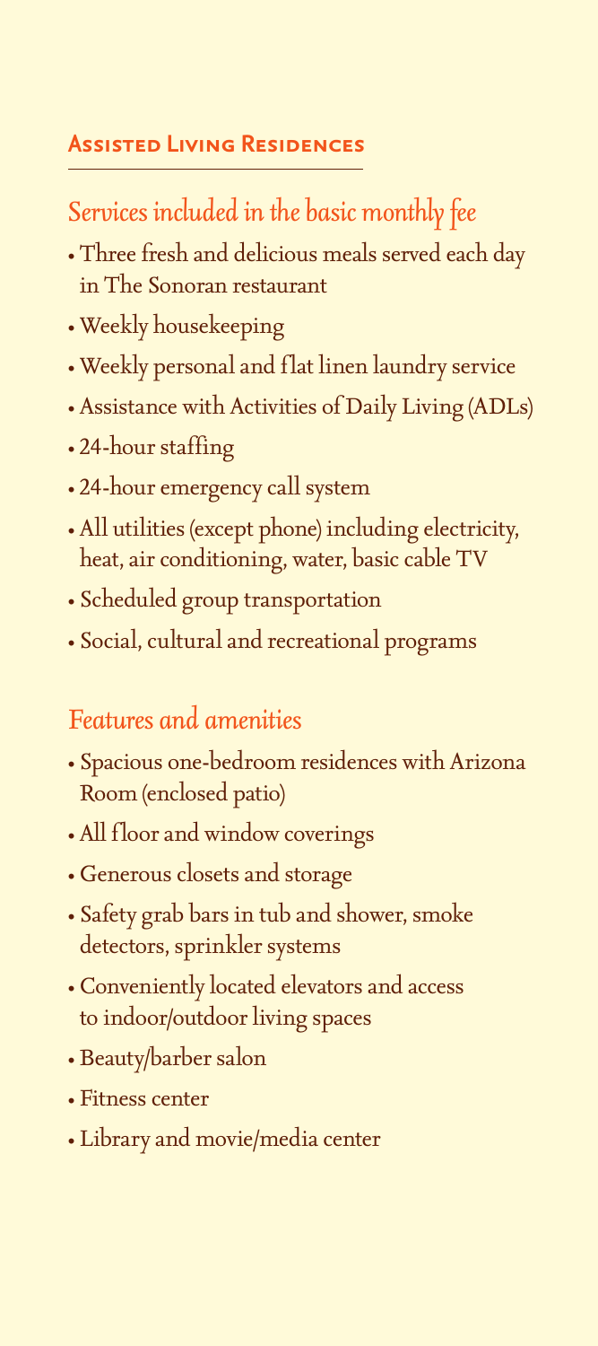## Assisted Living Residences

### Services included in the basic monthly fee

- Three fresh and delicious meals served each day in The Sonoran restaurant
- Weekly housekeeping
- Weekly personal and flat linen laundry service
- Assistance with Activities of Daily Living (ADLs)
- 24-hour staffing
- 24-hour emergency call system
- All utilities (except phone) including electricity, heat, air conditioning, water, basic cable TV
- Scheduled group transportation
- Social, cultural and recreational programs

### Features and amenities

- Spacious one-bedroom residences with Arizona Room (enclosed patio)
- All floor and window coverings
- Generous closets and storage
- Safety grab bars in tub and shower, smoke detectors, sprinkler systems
- Conveniently located elevators and access to indoor/outdoor living spaces
- Beauty/barber salon
- Fitness center
- Library and movie/media center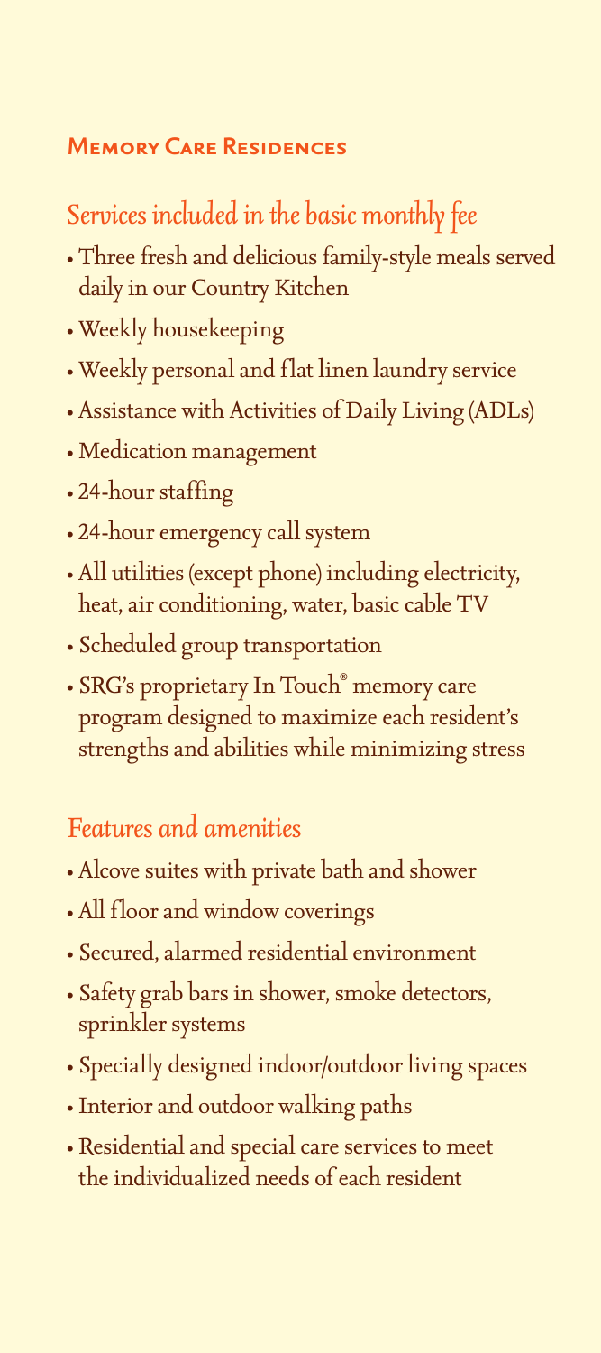## Memory Care Residences

### Services included in the basic monthly fee

- Three fresh and delicious family-style meals served daily in our Country Kitchen
- Weekly housekeeping
- Weekly personal and flat linen laundry service
- Assistance with Activities of Daily Living (ADLs)
- Medication management
- 24-hour staffing
- 24-hour emergency call system
- All utilities (except phone) including electricity, heat, air conditioning, water, basic cable TV
- Scheduled group transportation
- SRG's proprietary In Touch® memory care program designed to maximize each resident's strengths and abilities while minimizing stress

### Features and amenities

- Alcove suites with private bath and shower
- All floor and window coverings
- Secured, alarmed residential environment
- Safety grab bars in shower, smoke detectors, sprinkler systems
- Specially designed indoor/outdoor living spaces
- Interior and outdoor walking paths
- Residential and special care services to meet the individualized needs of each resident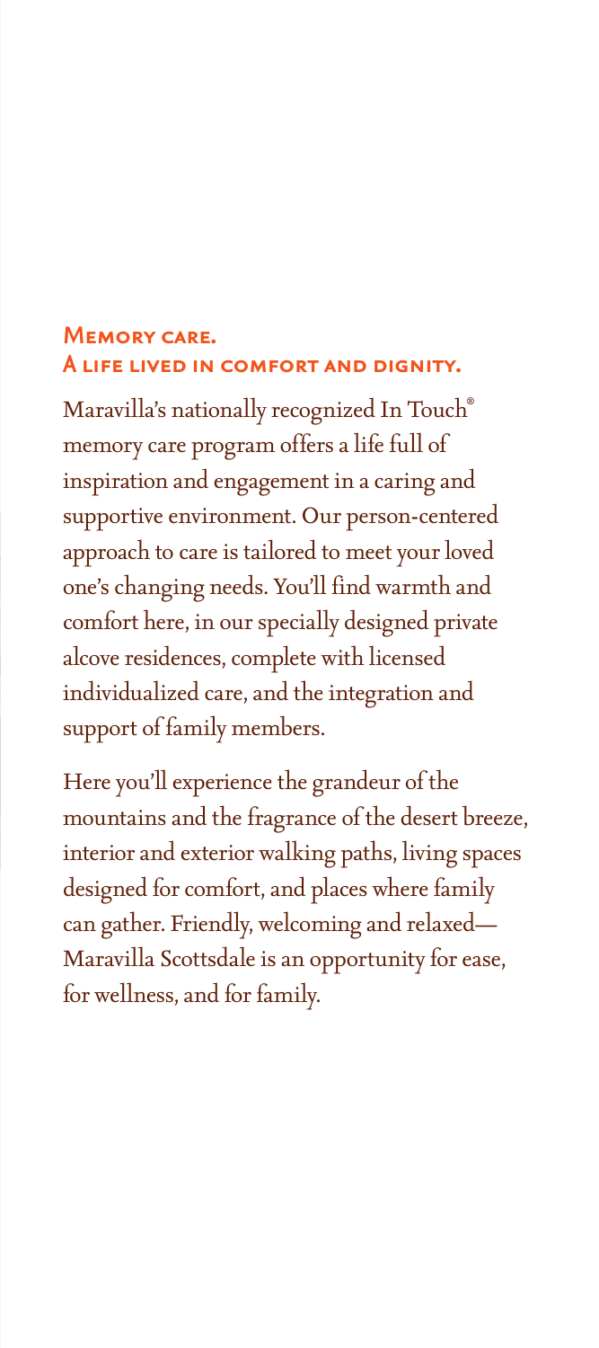## Memory care.
## A life lived in comfort and dignity.

Maravilla's nationally recognized In Touch® memory care program offers a life full of inspiration and engagement in a caring and supportive environment. Our person-centered approach to care is tailored to meet your loved one's changing needs. You'll find warmth and comfort here, in our specially designed private alcove residences, complete with licensed individualized care, and the integration and support of family members.

Here you'll experience the grandeur of the mountains and the fragrance of the desert breeze, interior and exterior walking paths, living spaces designed for comfort, and places where family can gather. Friendly, welcoming and relaxed—Maravilla Scottsdale is an opportunity for ease, for wellness, and for family.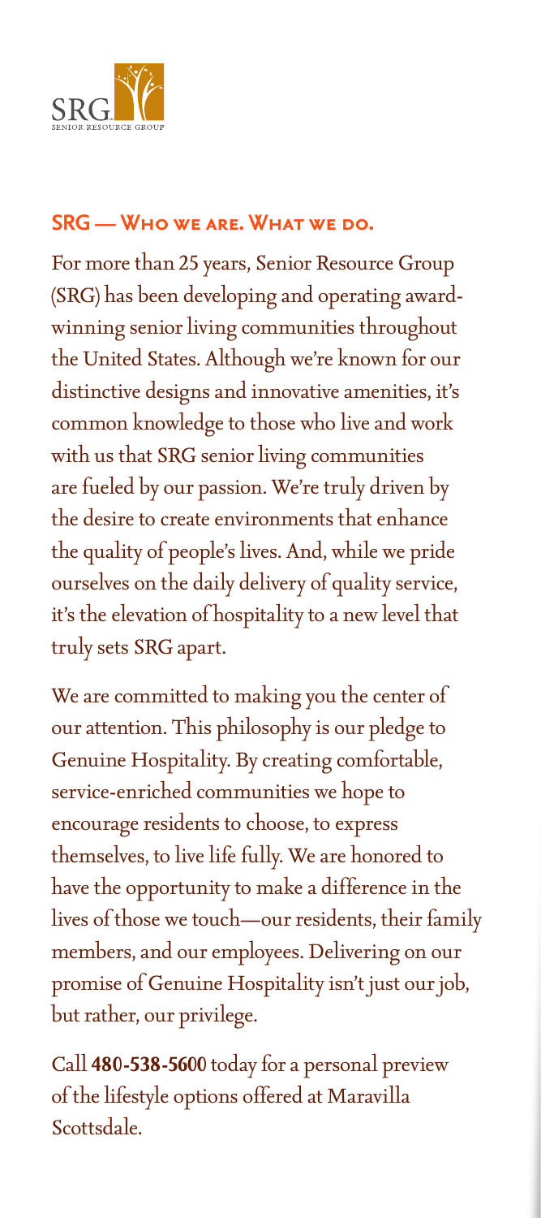SRG

SENIOR RESOURCE GROUP

## SRG — Who we are. What we do.

For more than 25 years, Senior Resource Group (SRG) has been developing and operating award-winning senior living communities throughout the United States. Although we're known for our distinctive designs and innovative amenities, it's common knowledge to those who live and work with us that SRG senior living communities are fueled by our passion. We're truly driven by the desire to create environments that enhance the quality of people's lives. And, while we pride ourselves on the daily delivery of quality service, it's the elevation of hospitality to a new level that truly sets SRG apart.

We are committed to making you the center of our attention. This philosophy is our pledge to Genuine Hospitality. By creating comfortable, service-enriched communities we hope to encourage residents to choose, to express themselves, to live life fully. We are honored to have the opportunity to make a difference in the lives of those we touch—our residents, their family members, and our employees. Delivering on our promise of Genuine Hospitality isn't just our job, but rather, our privilege.

Call **480-538-5600** today for a personal preview of the lifestyle options offered at Maravilla Scottsdale.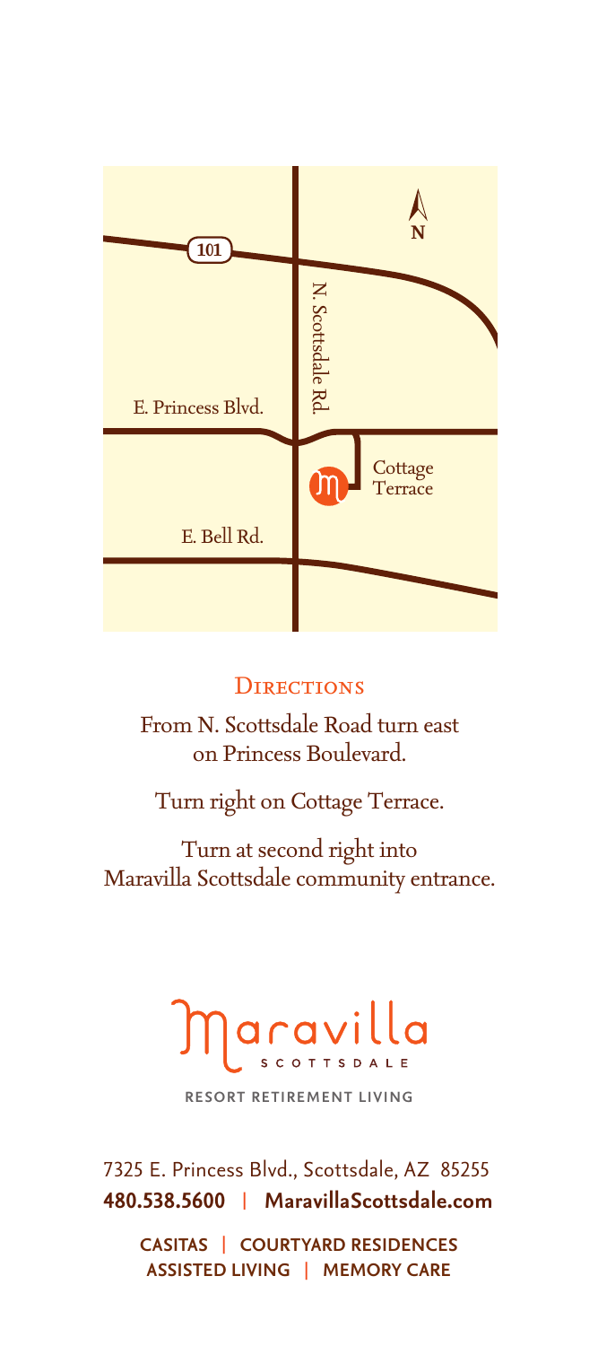101

N

N. Scottsdale Rd.

E. Princess Blvd.

Cottage Terrace

E. Bell Rd.

## Directions

From N. Scottsdale Road turn east on Princess Boulevard.

Turn right on Cottage Terrace.

Turn at second right into Maravilla Scottsdale community entrance.

Maravilla
SCOTTSDALE

RESORT RETIREMENT LIVING

7325 E. Princess Blvd., Scottsdale, AZ 85255

**480.538.5600 | MaravillaScottsdale.com**

**CASITAS | COURTYARD RESIDENCES**
**ASSISTED LIVING | MEMORY CARE**